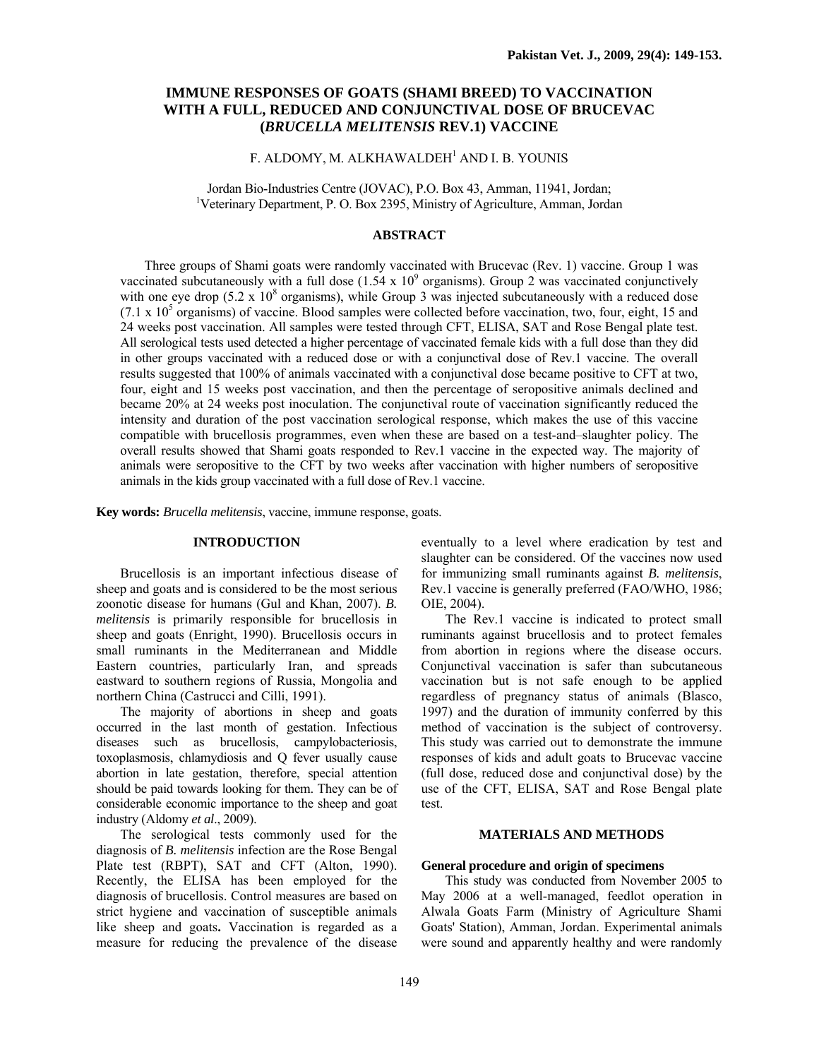# IMMUNE RESPONSES OF GOATS (SHAMI BREED) TO VACCINATION WITH A FULL, REDUCED AND CONJUNCTIVAL DOSE OF BRUCEVAC (*BRUCELLA MELITENSIS* REV.1) VACCINE

F. ALDOMY, M. ALKHAWALDEH[1] AND I. B. YOUNIS

Jordan Bio-Industries Centre (JOVAC), P.O. Box 43, Amman, 11941, Jordan;
[1]Veterinary Department, P. O. Box 2395, Ministry of Agriculture, Amman, Jordan

## ABSTRACT

Three groups of Shami goats were randomly vaccinated with Brucevac (Rev. 1) vaccine. Group 1 was vaccinated subcutaneously with a full dose ($1.54 \times 10^9$ organisms). Group 2 was vaccinated conjunctively with one eye drop ($5.2 \times 10^8$ organisms), while Group 3 was injected subcutaneously with a reduced dose ($7.1 \times 10^5$ organisms) of vaccine. Blood samples were collected before vaccination, two, four, eight, 15 and 24 weeks post vaccination. All samples were tested through CFT, ELISA, SAT and Rose Bengal plate test. All serological tests used detected a higher percentage of vaccinated female kids with a full dose than they did in other groups vaccinated with a reduced dose or with a conjunctival dose of Rev.1 vaccine. The overall results suggested that 100% of animals vaccinated with a conjunctival dose became positive to CFT at two, four, eight and 15 weeks post vaccination, and then the percentage of seropositive animals declined and became 20% at 24 weeks post inoculation. The conjunctival route of vaccination significantly reduced the intensity and duration of the post vaccination serological response, which makes the use of this vaccine compatible with brucellosis programmes, even when these are based on a test-and–slaughter policy. The overall results showed that Shami goats responded to Rev.1 vaccine in the expected way. The majority of animals were seropositive to the CFT by two weeks after vaccination with higher numbers of seropositive animals in the kids group vaccinated with a full dose of Rev.1 vaccine.

**Key words:** *Brucella melitensis*, vaccine, immune response, goats.

## INTRODUCTION

Brucellosis is an important infectious disease of sheep and goats and is considered to be the most serious zoonotic disease for humans (Gul and Khan, 2007). *B. melitensis* is primarily responsible for brucellosis in sheep and goats (Enright, 1990). Brucellosis occurs in small ruminants in the Mediterranean and Middle Eastern countries, particularly Iran, and spreads eastward to southern regions of Russia, Mongolia and northern China (Castrucci and Cilli, 1991).

The majority of abortions in sheep and goats occurred in the last month of gestation. Infectious diseases such as brucellosis, campylobacteriosis, toxoplasmosis, chlamydiosis and Q fever usually cause abortion in late gestation, therefore, special attention should be paid towards looking for them. They can be of considerable economic importance to the sheep and goat industry (Aldomy *et al*., 2009).

The serological tests commonly used for the diagnosis of *B. melitensis* infection are the Rose Bengal Plate test (RBPT), SAT and CFT (Alton, 1990). Recently, the ELISA has been employed for the diagnosis of brucellosis. Control measures are based on strict hygiene and vaccination of susceptible animals like sheep and goats**.** Vaccination is regarded as a measure for reducing the prevalence of the disease eventually to a level where eradication by test and slaughter can be considered. Of the vaccines now used for immunizing small ruminants against *B. melitensis*, Rev.1 vaccine is generally preferred (FAO/WHO, 1986; OIE, 2004).

The Rev.1 vaccine is indicated to protect small ruminants against brucellosis and to protect females from abortion in regions where the disease occurs. Conjunctival vaccination is safer than subcutaneous vaccination but is not safe enough to be applied regardless of pregnancy status of animals (Blasco, 1997) and the duration of immunity conferred by this method of vaccination is the subject of controversy. This study was carried out to demonstrate the immune responses of kids and adult goats to Brucevac vaccine (full dose, reduced dose and conjunctival dose) by the use of the CFT, ELISA, SAT and Rose Bengal plate test.

## MATERIALS AND METHODS

### General procedure and origin of specimens

This study was conducted from November 2005 to May 2006 at a well-managed, feedlot operation in Alwala Goats Farm (Ministry of Agriculture Shami Goats' Station), Amman, Jordan. Experimental animals were sound and apparently healthy and were randomly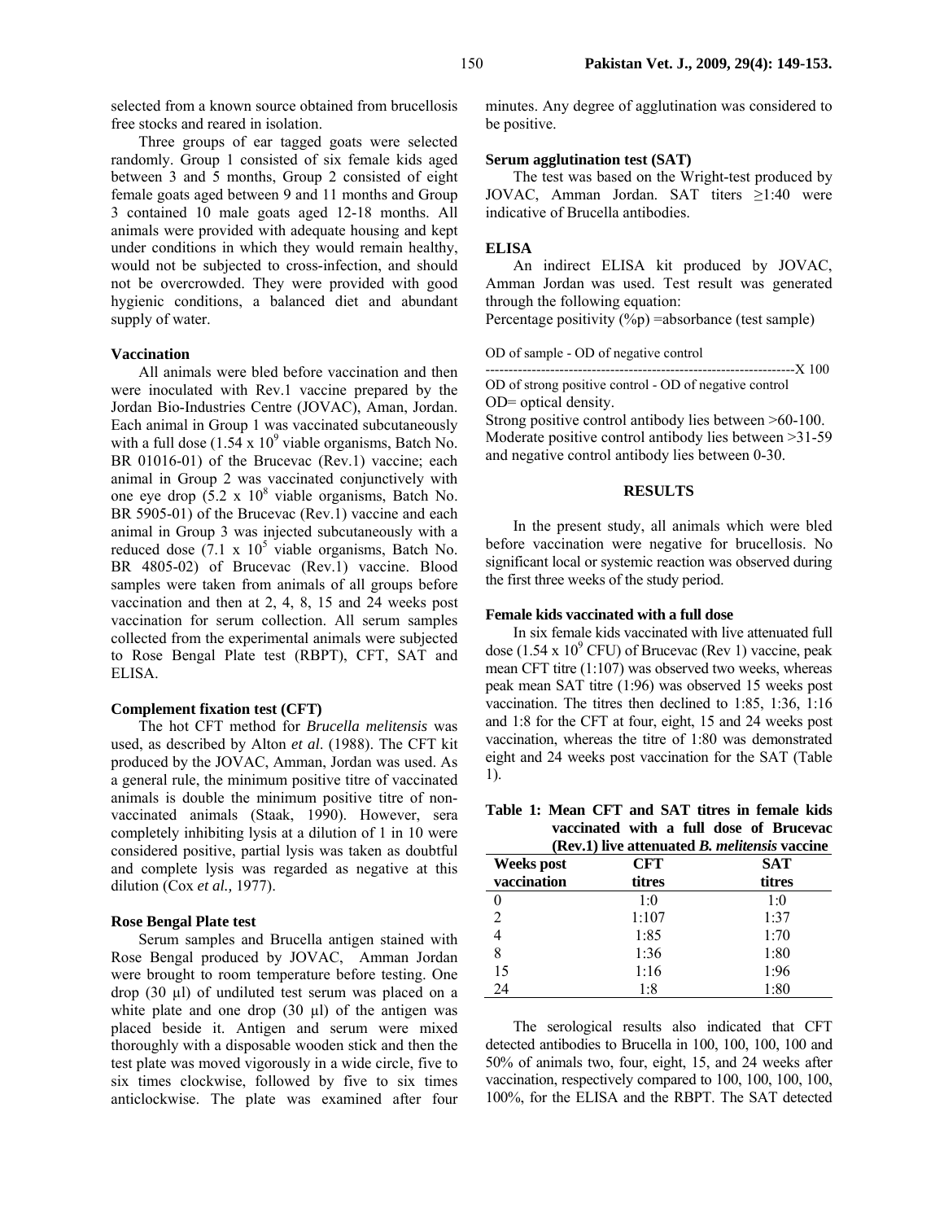selected from a known source obtained from brucellosis free stocks and reared in isolation.

Three groups of ear tagged goats were selected randomly. Group 1 consisted of six female kids aged between 3 and 5 months, Group 2 consisted of eight female goats aged between 9 and 11 months and Group 3 contained 10 male goats aged 12-18 months. All animals were provided with adequate housing and kept under conditions in which they would remain healthy, would not be subjected to cross-infection, and should not be overcrowded. They were provided with good hygienic conditions, a balanced diet and abundant supply of water.

### Vaccination

All animals were bled before vaccination and then were inoculated with Rev.1 vaccine prepared by the Jordan Bio-Industries Centre (JOVAC), Aman, Jordan. Each animal in Group 1 was vaccinated subcutaneously with a full dose ($1.54 \times 10^9$ viable organisms, Batch No. BR 01016-01) of the Brucevac (Rev.1) vaccine; each animal in Group 2 was vaccinated conjunctively with one eye drop ($5.2 \times 10^8$ viable organisms, Batch No. BR 5905-01) of the Brucevac (Rev.1) vaccine and each animal in Group 3 was injected subcutaneously with a reduced dose ($7.1 \times 10^5$ viable organisms, Batch No. BR 4805-02) of Brucevac (Rev.1) vaccine. Blood samples were taken from animals of all groups before vaccination and then at 2, 4, 8, 15 and 24 weeks post vaccination for serum collection. All serum samples collected from the experimental animals were subjected to Rose Bengal Plate test (RBPT), CFT, SAT and ELISA.

### Complement fixation test (CFT)

The hot CFT method for *Brucella melitensis* was used, as described by Alton *et al.* (1988). The CFT kit produced by the JOVAC, Amman, Jordan was used. As a general rule, the minimum positive titre of vaccinated animals is double the minimum positive titre of non-vaccinated animals (Staak, 1990). However, sera completely inhibiting lysis at a dilution of 1 in 10 were considered positive, partial lysis was taken as doubtful and complete lysis was regarded as negative at this dilution (Cox *et al.,* 1977).

### Rose Bengal Plate test

Serum samples and Brucella antigen stained with Rose Bengal produced by JOVAC, Amman Jordan were brought to room temperature before testing. One drop (30 µl) of undiluted test serum was placed on a white plate and one drop (30 µl) of the antigen was placed beside it. Antigen and serum were mixed thoroughly with a disposable wooden stick and then the test plate was moved vigorously in a wide circle, five to six times clockwise, followed by five to six times anticlockwise. The plate was examined after four minutes. Any degree of agglutination was considered to be positive.

### Serum agglutination test (SAT)

The test was based on the Wright-test produced by JOVAC, Amman Jordan. SAT titers ≥1:40 were indicative of Brucella antibodies.

### ELISA

An indirect ELISA kit produced by JOVAC, Amman Jordan was used. Test result was generated through the following equation:

Percentage positivity (%p) =absorbance (test sample)

$$\frac{\text{OD of sample} - \text{OD of negative control}}{\text{OD of strong positive control} - \text{OD of negative control}} \times 100$$

OD= optical density.

Strong positive control antibody lies between >60-100. Moderate positive control antibody lies between >31-59 and negative control antibody lies between 0-30.

## RESULTS

In the present study, all animals which were bled before vaccination were negative for brucellosis. No significant local or systemic reaction was observed during the first three weeks of the study period.

### Female kids vaccinated with a full dose

In six female kids vaccinated with live attenuated full dose ($1.54 \times 10^9$ CFU) of Brucevac (Rev 1) vaccine, peak mean CFT titre (1:107) was observed two weeks, whereas peak mean SAT titre (1:96) was observed 15 weeks post vaccination. The titres then declined to 1:85, 1:36, 1:16 and 1:8 for the CFT at four, eight, 15 and 24 weeks post vaccination, whereas the titre of 1:80 was demonstrated eight and 24 weeks post vaccination for the SAT (Table 1).

**Table 1: Mean CFT and SAT titres in female kids vaccinated with a full dose of Brucevac (Rev.1) live attenuated *B. melitensis* vaccine**

| Weeks post vaccination | CFT titres | SAT titres |
|---|---|---|
| 0 | 1:0 | 1:0 |
| 2 | 1:107 | 1:37 |
| 4 | 1:85 | 1:70 |
| 8 | 1:36 | 1:80 |
| 15 | 1:16 | 1:96 |
| 24 | 1:8 | 1:80 |

The serological results also indicated that CFT detected antibodies to Brucella in 100, 100, 100, 100 and 50% of animals two, four, eight, 15, and 24 weeks after vaccination, respectively compared to 100, 100, 100, 100, 100%, for the ELISA and the RBPT. The SAT detected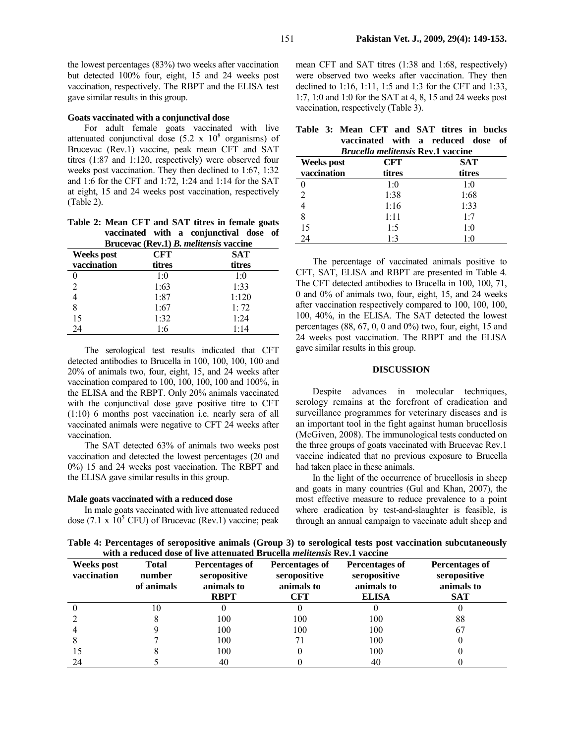the lowest percentages (83%) two weeks after vaccination but detected 100% four, eight, 15 and 24 weeks post vaccination, respectively. The RBPT and the ELISA test gave similar results in this group.

### Goats vaccinated with a conjunctival dose

For adult female goats vaccinated with live attenuated conjunctival dose ($5.2 \times 10^8$ organisms) of Brucevac (Rev.1) vaccine, peak mean CFT and SAT titres (1:87 and 1:120, respectively) were observed four weeks post vaccination. They then declined to 1:67, 1:32 and 1:6 for the CFT and 1:72, 1:24 and 1:14 for the SAT at eight, 15 and 24 weeks post vaccination, respectively (Table 2).

**Table 2: Mean CFT and SAT titres in female goats vaccinated with a conjunctival dose of Brucevac (Rev.1) *B. melitensis* vaccine**

| Weeks post vaccination | CFT titres | SAT titres |
|---|---|---|
| 0 | 1:0 | 1:0 |
| 2 | 1:63 | 1:33 |
| 4 | 1:87 | 1:120 |
| 8 | 1:67 | 1: 72 |
| 15 | 1:32 | 1:24 |
| 24 | 1:6 | 1:14 |

The serological test results indicated that CFT detected antibodies to Brucella in 100, 100, 100, 100 and 20% of animals two, four, eight, 15, and 24 weeks after vaccination compared to 100, 100, 100, 100 and 100%, in the ELISA and the RBPT. Only 20% animals vaccinated with the conjunctival dose gave positive titre to CFT (1:10) 6 months post vaccination i.e. nearly sera of all vaccinated animals were negative to CFT 24 weeks after vaccination.

The SAT detected 63% of animals two weeks post vaccination and detected the lowest percentages (20 and 0%) 15 and 24 weeks post vaccination. The RBPT and the ELISA gave similar results in this group.

### Male goats vaccinated with a reduced dose

In male goats vaccinated with live attenuated reduced dose ($7.1 \times 10^5$ CFU) of Brucevac (Rev.1) vaccine; peak mean CFT and SAT titres (1:38 and 1:68, respectively) were observed two weeks after vaccination. They then declined to 1:16, 1:11, 1:5 and 1:3 for the CFT and 1:33, 1:7, 1:0 and 1:0 for the SAT at 4, 8, 15 and 24 weeks post vaccination, respectively (Table 3).

**Table 3: Mean CFT and SAT titres in bucks vaccinated with a reduced dose of *Brucella melitensis* Rev.1 vaccine**

| Weeks post vaccination | CFT titres | SAT titres |
|---|---|---|
| 0 | 1:0 | 1:0 |
| 2 | 1:38 | 1:68 |
| 4 | 1:16 | 1:33 |
| 8 | 1:11 | 1:7 |
| 15 | 1:5 | 1:0 |
| 24 | 1:3 | 1:0 |

The percentage of vaccinated animals positive to CFT, SAT, ELISA and RBPT are presented in Table 4. The CFT detected antibodies to Brucella in 100, 100, 71, 0 and 0% of animals two, four, eight, 15, and 24 weeks after vaccination respectively compared to 100, 100, 100, 100, 40%, in the ELISA. The SAT detected the lowest percentages (88, 67, 0, 0 and 0%) two, four, eight, 15 and 24 weeks post vaccination. The RBPT and the ELISA gave similar results in this group.

## DISCUSSION

Despite advances in molecular techniques, serology remains at the forefront of eradication and surveillance programmes for veterinary diseases and is an important tool in the fight against human brucellosis (McGiven, 2008). The immunological tests conducted on the three groups of goats vaccinated with Brucevac Rev.1 vaccine indicated that no previous exposure to Brucella had taken place in these animals.

In the light of the occurrence of brucellosis in sheep and goats in many countries (Gul and Khan, 2007), the most effective measure to reduce prevalence to a point where eradication by test-and-slaughter is feasible, is through an annual campaign to vaccinate adult sheep and

**Table 4: Percentages of seropositive animals (Group 3) to serological tests post vaccination subcutaneously with a reduced dose of live attenuated Brucella *melitensis* Rev.1 vaccine**

| Weeks post vaccination | Total number of animals | Percentages of seropositive animals to RBPT | Percentages of seropositive animals to CFT | Percentages of seropositive animals to ELISA | Percentages of seropositive animals to SAT |
|---|---|---|---|---|---|
| 0 | 10 | 0 | 0 | 0 | 0 |
| 2 | 8 | 100 | 100 | 100 | 88 |
| 4 | 9 | 100 | 100 | 100 | 67 |
| 8 | 7 | 100 | 71 | 100 | 0 |
| 15 | 8 | 100 | 0 | 100 | 0 |
| 24 | 5 | 40 | 0 | 40 | 0 |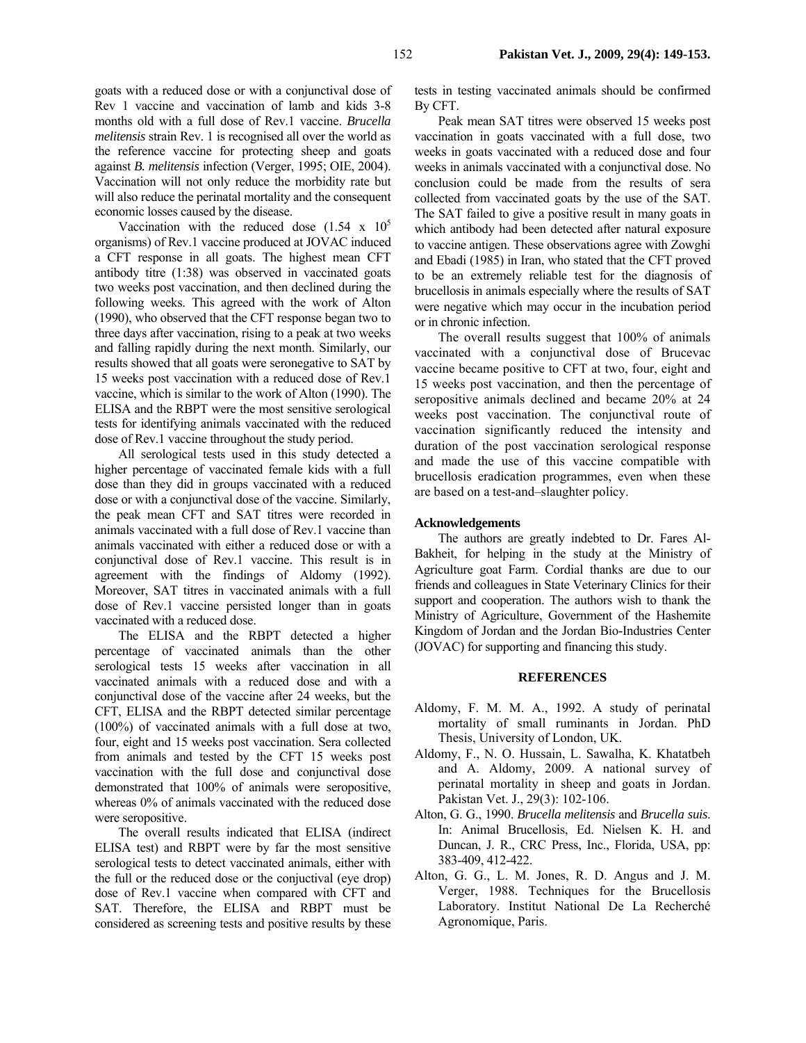goats with a reduced dose or with a conjunctival dose of Rev 1 vaccine and vaccination of lamb and kids 3-8 months old with a full dose of Rev.1 vaccine. *Brucella melitensis* strain Rev. 1 is recognised all over the world as the reference vaccine for protecting sheep and goats against *B. melitensis* infection (Verger, 1995; OIE, 2004). Vaccination will not only reduce the morbidity rate but will also reduce the perinatal mortality and the consequent economic losses caused by the disease.

Vaccination with the reduced dose ($1.54 \times 10^5$ organisms) of Rev.1 vaccine produced at JOVAC induced a CFT response in all goats. The highest mean CFT antibody titre (1:38) was observed in vaccinated goats two weeks post vaccination, and then declined during the following weeks. This agreed with the work of Alton (1990), who observed that the CFT response began two to three days after vaccination, rising to a peak at two weeks and falling rapidly during the next month. Similarly, our results showed that all goats were seronegative to SAT by 15 weeks post vaccination with a reduced dose of Rev.1 vaccine, which is similar to the work of Alton (1990). The ELISA and the RBPT were the most sensitive serological tests for identifying animals vaccinated with the reduced dose of Rev.1 vaccine throughout the study period.

All serological tests used in this study detected a higher percentage of vaccinated female kids with a full dose than they did in groups vaccinated with a reduced dose or with a conjunctival dose of the vaccine. Similarly, the peak mean CFT and SAT titres were recorded in animals vaccinated with a full dose of Rev.1 vaccine than animals vaccinated with either a reduced dose or with a conjunctival dose of Rev.1 vaccine. This result is in agreement with the findings of Aldomy (1992). Moreover, SAT titres in vaccinated animals with a full dose of Rev.1 vaccine persisted longer than in goats vaccinated with a reduced dose.

The ELISA and the RBPT detected a higher percentage of vaccinated animals than the other serological tests 15 weeks after vaccination in all vaccinated animals with a reduced dose and with a conjunctival dose of the vaccine after 24 weeks, but the CFT, ELISA and the RBPT detected similar percentage (100%) of vaccinated animals with a full dose at two, four, eight and 15 weeks post vaccination. Sera collected from animals and tested by the CFT 15 weeks post vaccination with the full dose and conjunctival dose demonstrated that 100% of animals were seropositive, whereas 0% of animals vaccinated with the reduced dose were seropositive.

The overall results indicated that ELISA (indirect ELISA test) and RBPT were by far the most sensitive serological tests to detect vaccinated animals, either with the full or the reduced dose or the conjuctival (eye drop) dose of Rev.1 vaccine when compared with CFT and SAT. Therefore, the ELISA and RBPT must be considered as screening tests and positive results by these tests in testing vaccinated animals should be confirmed By CFT.

Peak mean SAT titres were observed 15 weeks post vaccination in goats vaccinated with a full dose, two weeks in goats vaccinated with a reduced dose and four weeks in animals vaccinated with a conjunctival dose. No conclusion could be made from the results of sera collected from vaccinated goats by the use of the SAT. The SAT failed to give a positive result in many goats in which antibody had been detected after natural exposure to vaccine antigen. These observations agree with Zowghi and Ebadi (1985) in Iran, who stated that the CFT proved to be an extremely reliable test for the diagnosis of brucellosis in animals especially where the results of SAT were negative which may occur in the incubation period or in chronic infection.

The overall results suggest that 100% of animals vaccinated with a conjunctival dose of Brucevac vaccine became positive to CFT at two, four, eight and 15 weeks post vaccination, and then the percentage of seropositive animals declined and became 20% at 24 weeks post vaccination. The conjunctival route of vaccination significantly reduced the intensity and duration of the post vaccination serological response and made the use of this vaccine compatible with brucellosis eradication programmes, even when these are based on a test-and–slaughter policy.

**Acknowledgements**

The authors are greatly indebted to Dr. Fares Al-Bakheit, for helping in the study at the Ministry of Agriculture goat Farm. Cordial thanks are due to our friends and colleagues in State Veterinary Clinics for their support and cooperation. The authors wish to thank the Ministry of Agriculture, Government of the Hashemite Kingdom of Jordan and the Jordan Bio-Industries Center (JOVAC) for supporting and financing this study.

## REFERENCES

Aldomy, F. M. M. A., 1992. A study of perinatal mortality of small ruminants in Jordan. PhD Thesis, University of London, UK.

Aldomy, F., N. O. Hussain, L. Sawalha, K. Khatatbeh and A. Aldomy, 2009. A national survey of perinatal mortality in sheep and goats in Jordan. Pakistan Vet. J., 29(3): 102-106.

Alton, G. G., 1990. *Brucella melitensis* and *Brucella suis*. In: Animal Brucellosis, Ed. Nielsen K. H. and Duncan, J. R., CRC Press, Inc., Florida, USA, pp: 383-409, 412-422.

Alton, G. G., L. M. Jones, R. D. Angus and J. M. Verger, 1988. Techniques for the Brucellosis Laboratory. Institut National De La Recherché Agronomique, Paris.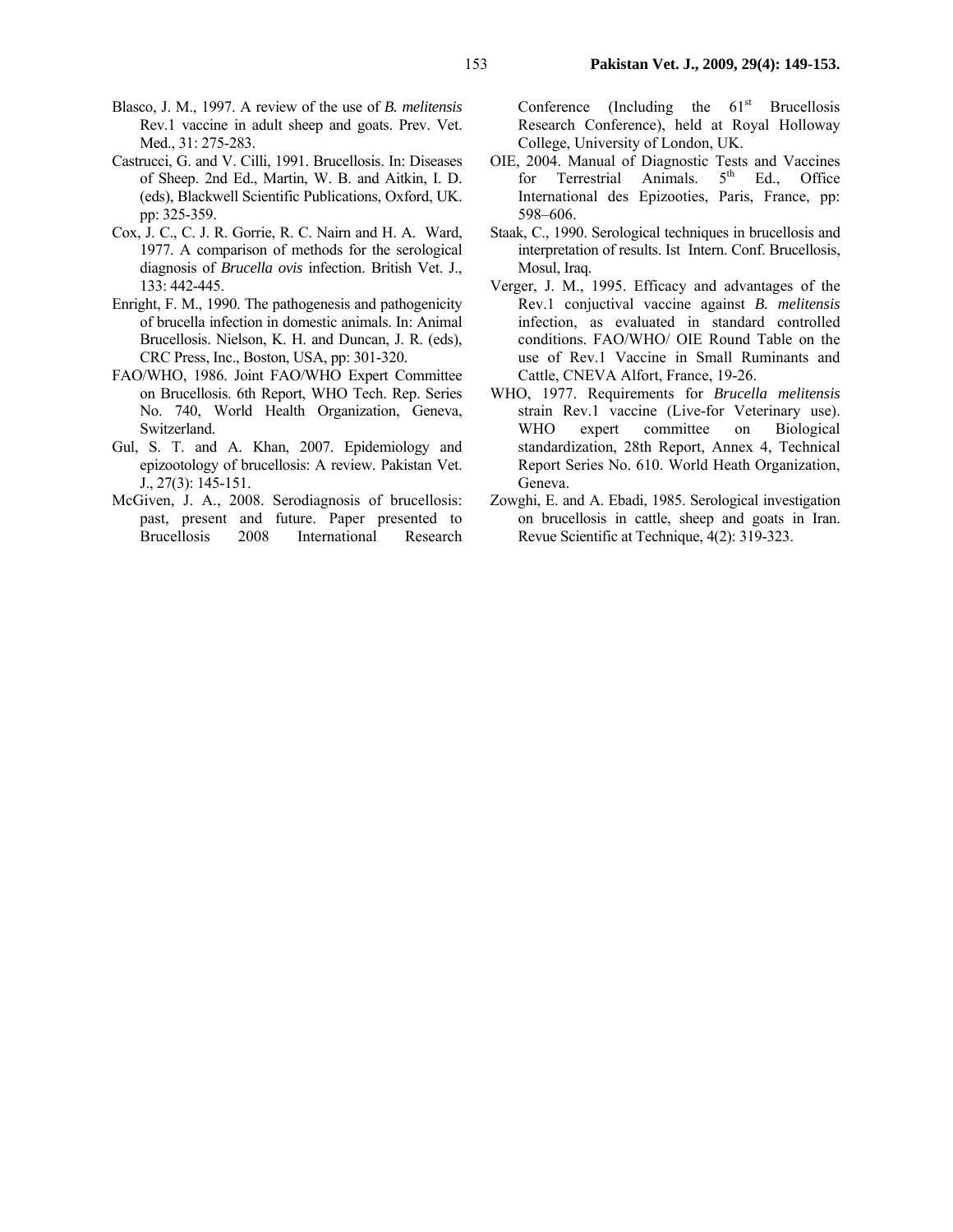Blasco, J. M., 1997. A review of the use of *B. melitensis* Rev.1 vaccine in adult sheep and goats. Prev. Vet. Med., 31: 275-283.

Castrucci, G. and V. Cilli, 1991. Brucellosis. In: Diseases of Sheep. 2nd Ed., Martin, W. B. and Aitkin, I. D. (eds), Blackwell Scientific Publications, Oxford, UK. pp: 325-359.

Cox, J. C., C. J. R. Gorrie, R. C. Nairn and H. A. Ward, 1977. A comparison of methods for the serological diagnosis of *Brucella ovis* infection. British Vet. J., 133: 442-445.

Enright, F. M., 1990. The pathogenesis and pathogenicity of brucella infection in domestic animals. In: Animal Brucellosis. Nielson, K. H. and Duncan, J. R. (eds), CRC Press, Inc., Boston, USA, pp: 301-320.

FAO/WHO, 1986. Joint FAO/WHO Expert Committee on Brucellosis. 6th Report, WHO Tech. Rep. Series No. 740, World Health Organization, Geneva, Switzerland.

Gul, S. T. and A. Khan, 2007. Epidemiology and epizootology of brucellosis: A review. Pakistan Vet. J., 27(3): 145-151.

McGiven, J. A., 2008. Serodiagnosis of brucellosis: past, present and future. Paper presented to Brucellosis 2008 International Research Conference (Including the 61st Brucellosis Research Conference), held at Royal Holloway College, University of London, UK.

OIE, 2004. Manual of Diagnostic Tests and Vaccines for Terrestrial Animals. 5th Ed., Office International des Epizooties, Paris, France, pp: 598–606.

Staak, C., 1990. Serological techniques in brucellosis and interpretation of results. Ist Intern. Conf. Brucellosis, Mosul, Iraq.

Verger, J. M., 1995. Efficacy and advantages of the Rev.1 conjuctival vaccine against *B. melitensis* infection, as evaluated in standard controlled conditions. FAO/WHO/ OIE Round Table on the use of Rev.1 Vaccine in Small Ruminants and Cattle, CNEVA Alfort, France, 19-26.

WHO, 1977. Requirements for *Brucella melitensis* strain Rev.1 vaccine (Live-for Veterinary use). WHO expert committee on Biological standardization, 28th Report, Annex 4, Technical Report Series No. 610. World Heath Organization, Geneva.

Zowghi, E. and A. Ebadi, 1985. Serological investigation on brucellosis in cattle, sheep and goats in Iran. Revue Scientific at Technique, 4(2): 319-323.